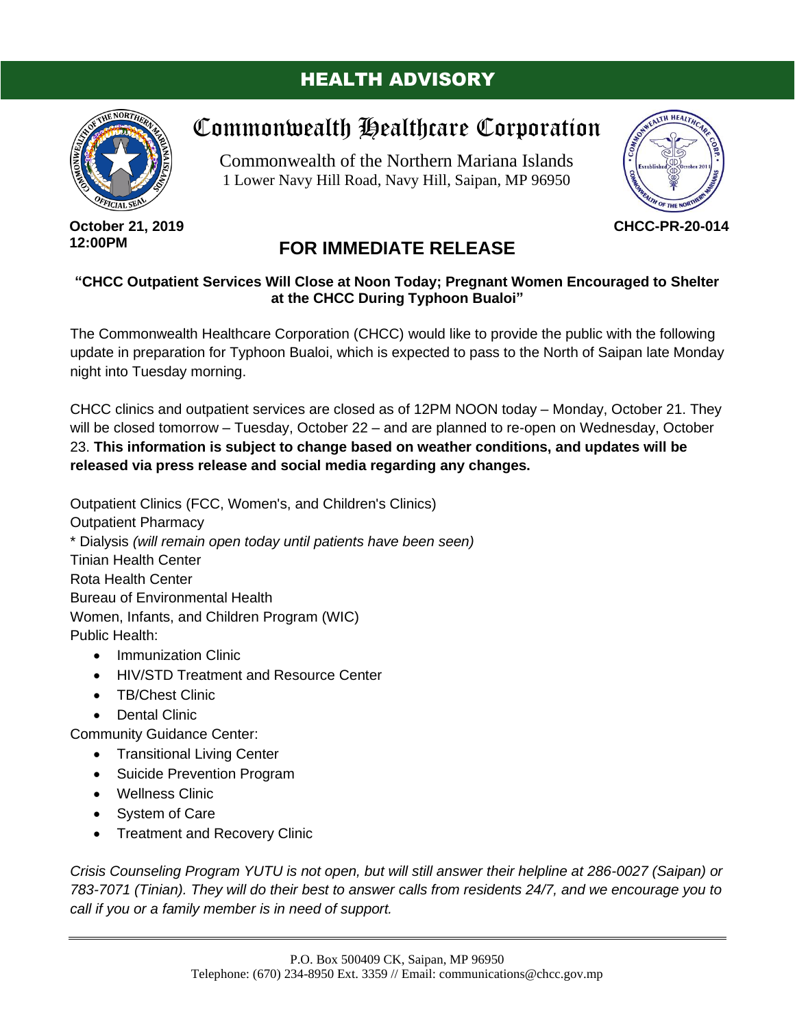# HEALTH ADVISORY

## Commonwealth Healthcare Corporation

Commonwealth of the Northern Mariana Islands
1 Lower Navy Hill Road, Navy Hill, Saipan, MP 96950

**October 21, 2019**
**12:00PM**

**CHCC-PR-20-014**

## FOR IMMEDIATE RELEASE

**"CHCC Outpatient Services Will Close at Noon Today; Pregnant Women Encouraged to Shelter at the CHCC During Typhoon Bualoi"**

The Commonwealth Healthcare Corporation (CHCC) would like to provide the public with the following update in preparation for Typhoon Bualoi, which is expected to pass to the North of Saipan late Monday night into Tuesday morning.

CHCC clinics and outpatient services are closed as of 12PM NOON today – Monday, October 21. They will be closed tomorrow – Tuesday, October 22 – and are planned to re-open on Wednesday, October 23. **This information is subject to change based on weather conditions, and updates will be released via press release and social media regarding any changes.**

Outpatient Clinics (FCC, Women's, and Children's Clinics)
Outpatient Pharmacy
* Dialysis *(will remain open today until patients have been seen)*
Tinian Health Center
Rota Health Center
Bureau of Environmental Health
Women, Infants, and Children Program (WIC)
Public Health:

- Immunization Clinic
- HIV/STD Treatment and Resource Center
- TB/Chest Clinic
- Dental Clinic

Community Guidance Center:

- Transitional Living Center
- Suicide Prevention Program
- Wellness Clinic
- System of Care
- Treatment and Recovery Clinic

*Crisis Counseling Program YUTU is not open, but will still answer their helpline at 286-0027 (Saipan) or 783-7071 (Tinian). They will do their best to answer calls from residents 24/7, and we encourage you to call if you or a family member is in need of support.*

P.O. Box 500409 CK, Saipan, MP 96950
Telephone: (670) 234-8950 Ext. 3359 // Email: communications@chcc.gov.mp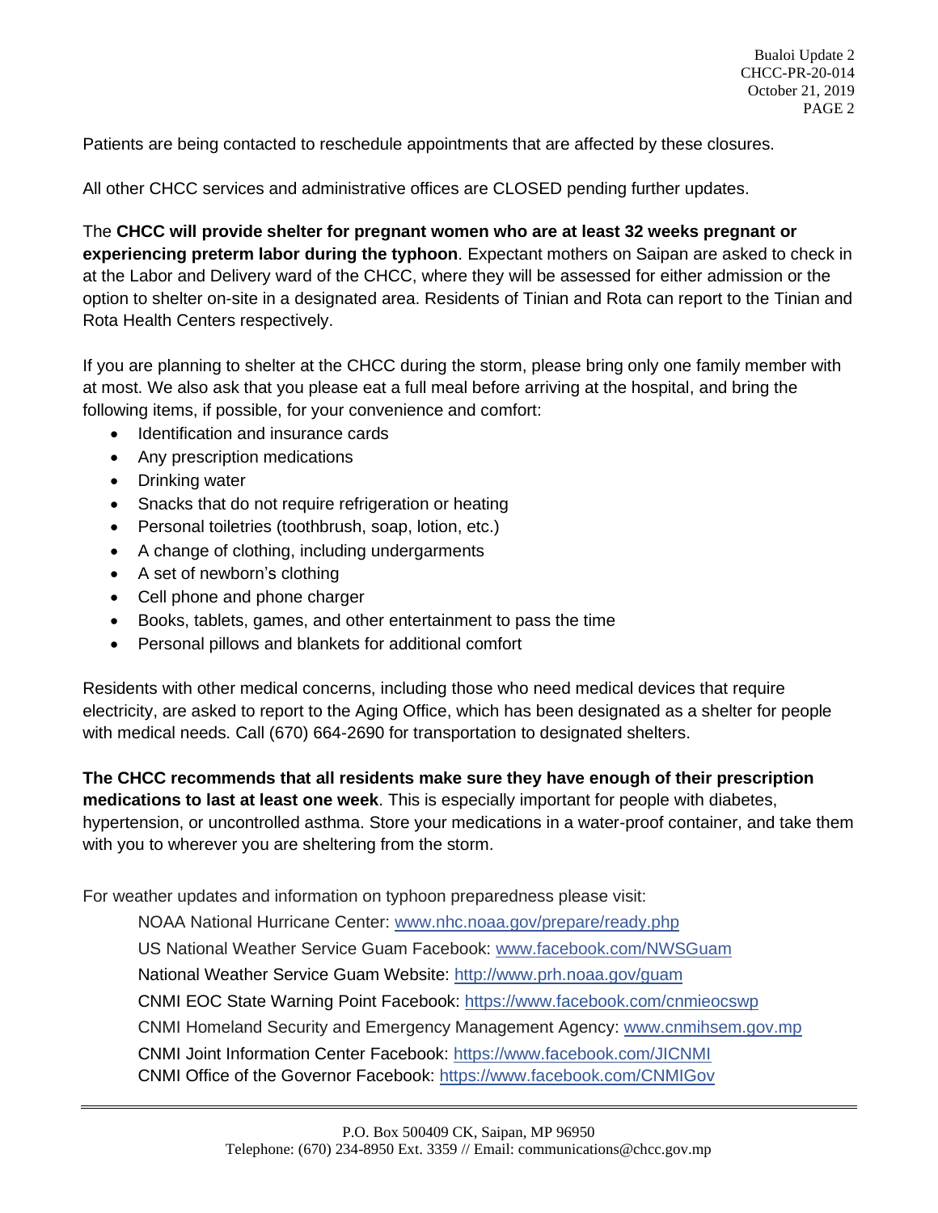Patients are being contacted to reschedule appointments that are affected by these closures.

All other CHCC services and administrative offices are CLOSED pending further updates.

The **CHCC will provide shelter for pregnant women who are at least 32 weeks pregnant or experiencing preterm labor during the typhoon**. Expectant mothers on Saipan are asked to check in at the Labor and Delivery ward of the CHCC, where they will be assessed for either admission or the option to shelter on-site in a designated area. Residents of Tinian and Rota can report to the Tinian and Rota Health Centers respectively.

If you are planning to shelter at the CHCC during the storm, please bring only one family member with at most. We also ask that you please eat a full meal before arriving at the hospital, and bring the following items, if possible, for your convenience and comfort:

- Identification and insurance cards
- Any prescription medications
- Drinking water
- Snacks that do not require refrigeration or heating
- Personal toiletries (toothbrush, soap, lotion, etc.)
- A change of clothing, including undergarments
- A set of newborn's clothing
- Cell phone and phone charger
- Books, tablets, games, and other entertainment to pass the time
- Personal pillows and blankets for additional comfort

Residents with other medical concerns, including those who need medical devices that require electricity, are asked to report to the Aging Office, which has been designated as a shelter for people with medical needs. Call (670) 664-2690 for transportation to designated shelters.

**The CHCC recommends that all residents make sure they have enough of their prescription medications to last at least one week**. This is especially important for people with diabetes, hypertension, or uncontrolled asthma. Store your medications in a water-proof container, and take them with you to wherever you are sheltering from the storm.

For weather updates and information on typhoon preparedness please visit:

NOAA National Hurricane Center: www.nhc.noaa.gov/prepare/ready.php
US National Weather Service Guam Facebook: www.facebook.com/NWSGuam
National Weather Service Guam Website: http://www.prh.noaa.gov/guam
CNMI EOC State Warning Point Facebook: https://www.facebook.com/cnmieocswp
CNMI Homeland Security and Emergency Management Agency: www.cnmihsem.gov.mp
CNMI Joint Information Center Facebook: https://www.facebook.com/JICNMI
CNMI Office of the Governor Facebook: https://www.facebook.com/CNMIGov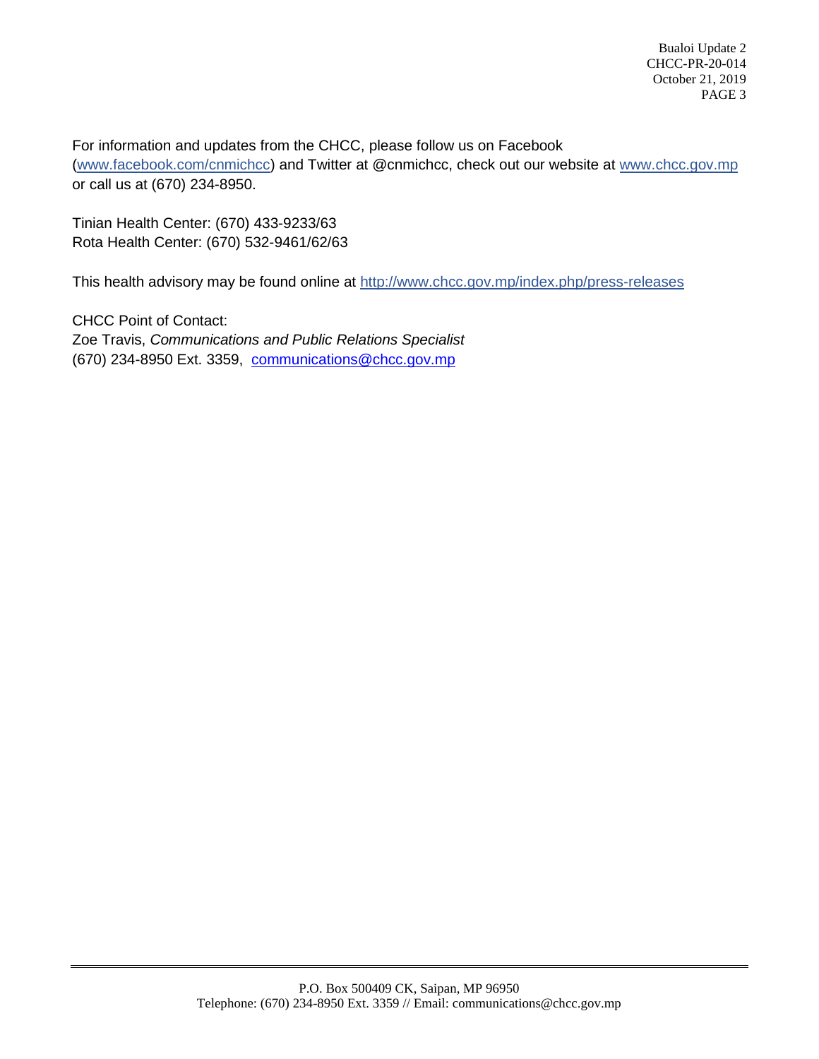For information and updates from the CHCC, please follow us on Facebook (www.facebook.com/cnmichcc) and Twitter at @cnmichcc, check out our website at www.chcc.gov.mp or call us at (670) 234-8950.

Tinian Health Center: (670) 433-9233/63
Rota Health Center: (670) 532-9461/62/63

This health advisory may be found online at http://www.chcc.gov.mp/index.php/press-releases

CHCC Point of Contact:
Zoe Travis, *Communications and Public Relations Specialist*
(670) 234-8950 Ext. 3359, communications@chcc.gov.mp